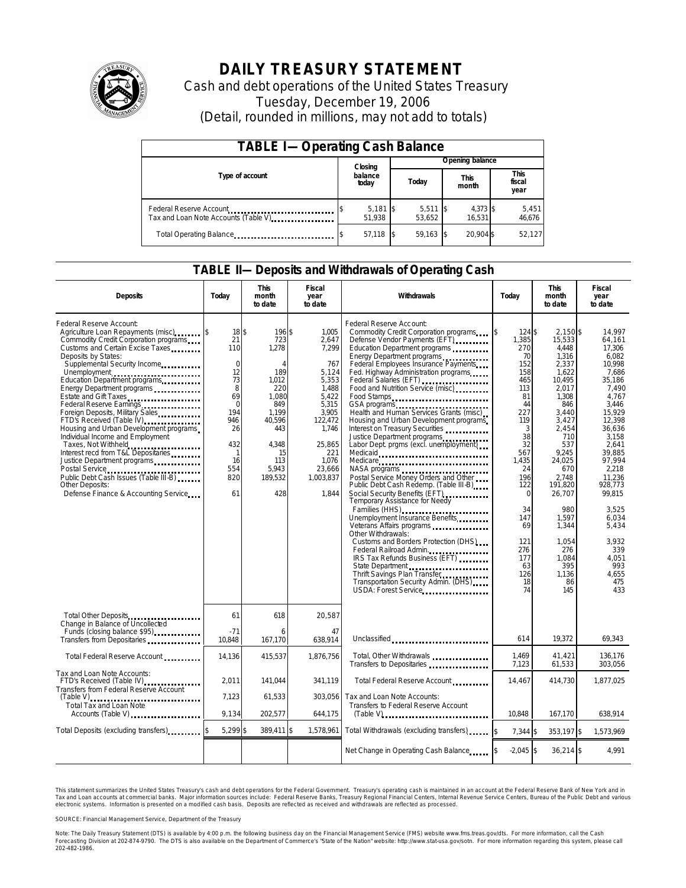# DAILY TREASURY STATEMENT

Cash and debt operations of the United States Treasury

Tuesday, December 19, 2006

(Detail, rounded in millions, may not add to totals)

## TABLE I—Operating Cash Balance

| Type of account | Closing balance today | Opening balance Today | Opening balance This month | Opening balance This fiscal year |
|---|---|---|---|---|
| Federal Reserve Account | $ 5,181 | $ 5,511 | $ 4,373 | $ 5,451 |
| Tax and Loan Note Accounts (Table V) | 51,938 | 53,652 | 16,531 | 46,676 |
| Total Operating Balance | $ 57,118 | $ 59,163 | $ 20,904 | $ 52,127 |

## TABLE II—Deposits and Withdrawals of Operating Cash

| Deposits | Today | This month to date | Fiscal year to date |
|---|---|---|---|
| Federal Reserve Account: | | | |
| Agriculture Loan Repayments (misc) | $ 18 | $ 196 | $ 1,005 |
| Commodity Credit Corporation programs | 21 | 723 | 2,647 |
| Customs and Certain Excise Taxes | 110 | 1,278 | 7,299 |
| Deposits by States: | | | |
| Supplemental Security Income | 0 | 4 | 767 |
| Unemployment | 12 | 189 | 5,124 |
| Education Department programs | 73 | 1,012 | 5,353 |
| Energy Department programs | 8 | 220 | 1,488 |
| Estate and Gift Taxes | 69 | 1,080 | 5,422 |
| Federal Reserve Earnings | 0 | 849 | 5,315 |
| Foreign Deposits, Military Sales | 194 | 1,199 | 3,905 |
| FTD's Received (Table IV) | 946 | 40,596 | 122,472 |
| Housing and Urban Development programs | 26 | 443 | 1,746 |
| Individual Income and Employment Taxes, Not Withheld | 432 | 4,348 | 25,865 |
| Interest recd from T&L Depositaries | 1 | 15 | 221 |
| Justice Department programs | 16 | 113 | 1,076 |
| Postal Service | 554 | 5,943 | 23,666 |
| Public Debt Cash Issues (Table III-B) | 820 | 189,532 | 1,003,837 |
| Other Deposits: | | | |
| Defense Finance & Accounting Service | 61 | 428 | 1,844 |
| Total Other Deposits | 61 | 618 | 20,587 |
| Change in Balance of Uncollected Funds (closing balance $95) | -71 | 6 | 47 |
| Transfers from Depositaries | 10,848 | 167,170 | 638,914 |
| Total Federal Reserve Account | 14,136 | 415,537 | 1,876,756 |
| Tax and Loan Note Accounts: | | | |
| FTD's Received (Table IV) | 2,011 | 141,044 | 341,119 |
| Transfers from Federal Reserve Account (Table V) | 7,123 | 61,533 | 303,056 |
| Total Tax and Loan Note Accounts (Table V) | 9,134 | 202,577 | 644,175 |
| Total Deposits (excluding transfers) | $ 5,299 | $ 389,411 | $ 1,578,961 |

| Withdrawals | Today | This month to date | Fiscal year to date |
|---|---|---|---|
| Federal Reserve Account: | | | |
| Commodity Credit Corporation programs | $ 124 | $ 2,150 | $ 14,997 |
| Defense Vendor Payments (EFT) | 1,385 | 15,533 | 64,161 |
| Education Department programs | 270 | 4,448 | 17,306 |
| Energy Department programs | 70 | 1,316 | 6,082 |
| Federal Employees Insurance Payments | 152 | 2,337 | 10,998 |
| Fed. Highway Administration programs | 158 | 1,622 | 7,686 |
| Federal Salaries (EFT) | 465 | 10,495 | 35,186 |
| Food and Nutrition Service (misc) | 113 | 2,017 | 7,490 |
| Food Stamps | 81 | 1,308 | 4,767 |
| GSA programs | 44 | 846 | 3,446 |
| Health and Human Services Grants (misc) | 227 | 3,440 | 15,929 |
| Housing and Urban Development programs | 119 | 3,427 | 12,398 |
| Interest on Treasury Securities | 3 | 2,454 | 36,636 |
| Justice Department programs | 38 | 710 | 3,158 |
| Labor Dept. prgms (excl. unemployment) | 32 | 537 | 2,641 |
| Medicaid | 567 | 9,245 | 39,885 |
| Medicare | 1,435 | 24,025 | 97,994 |
| NASA programs | 24 | 670 | 2,218 |
| Postal Service Money Orders and Other | 196 | 2,748 | 11,236 |
| Public Debt Cash Redemp. (Table III-B) | 122 | 191,820 | 928,773 |
| Social Security Benefits (EFT) | 0 | 26,707 | 99,815 |
| Temporary Assistance for Needy Families (HHS) | 34 | 980 | 3,525 |
| Unemployment Insurance Benefits | 147 | 1,597 | 6,034 |
| Veterans Affairs programs | 69 | 1,344 | 5,434 |
| Other Withdrawals: | | | |
| Customs and Borders Protection (DHS) | 121 | 1,054 | 3,932 |
| Federal Railroad Admin. | 276 | 276 | 339 |
| IRS Tax Refunds Business (EFT) | 177 | 1,084 | 4,051 |
| State Department | 63 | 395 | 993 |
| Thrift Savings Plan Transfer | 126 | 1,136 | 4,655 |
| Transportation Security Admin. (DHS) | 18 | 86 | 475 |
| USDA: Forest Service | 74 | 145 | 433 |
| Unclassified | 614 | 19,372 | 69,343 |
| Total, Other Withdrawals | 1,469 | 41,421 | 136,176 |
| Transfers to Depositaries | 7,123 | 61,533 | 303,056 |
| Total Federal Reserve Account | 14,467 | 414,730 | 1,877,025 |
| Tax and Loan Note Accounts: | | | |
| Transfers to Federal Reserve Account (Table V) | 10,848 | 167,170 | 638,914 |
| Total Withdrawals (excluding transfers) | $ 7,344 | $ 353,197 | $ 1,573,969 |
| Net Change in Operating Cash Balance | $ -2,045 | $ 36,214 | $ 4,991 |

This statement summarizes the United States Treasury's cash and debt operations for the Federal Government. Treasury's operating cash is maintained in an account at the Federal Reserve Bank of New York and in Tax and Loan accounts at commercial banks. Major information sources include: Federal Reserve Banks, Treasury Regional Financial Centers, Internal Revenue Service Centers, Bureau of the Public Debt and various electronic systems. Information is presented on a modified cash basis. Deposits are reflected as received and withdrawals are reflected as processed.

SOURCE: Financial Management Service, Department of the Treasury

Note: The Daily Treasury Statement (DTS) is available by 4:00 p.m. the following business day on the Financial Management Service (FMS) website www.fms.treas.gov/dts. For more information, call the Cash Forecasting Division at 202-874-9790. The DTS is also available on the Department of Commerce's "State of the Nation" website: http://www.stat-usa.gov/sotn. For more information regarding this system, please call 202-482-1986.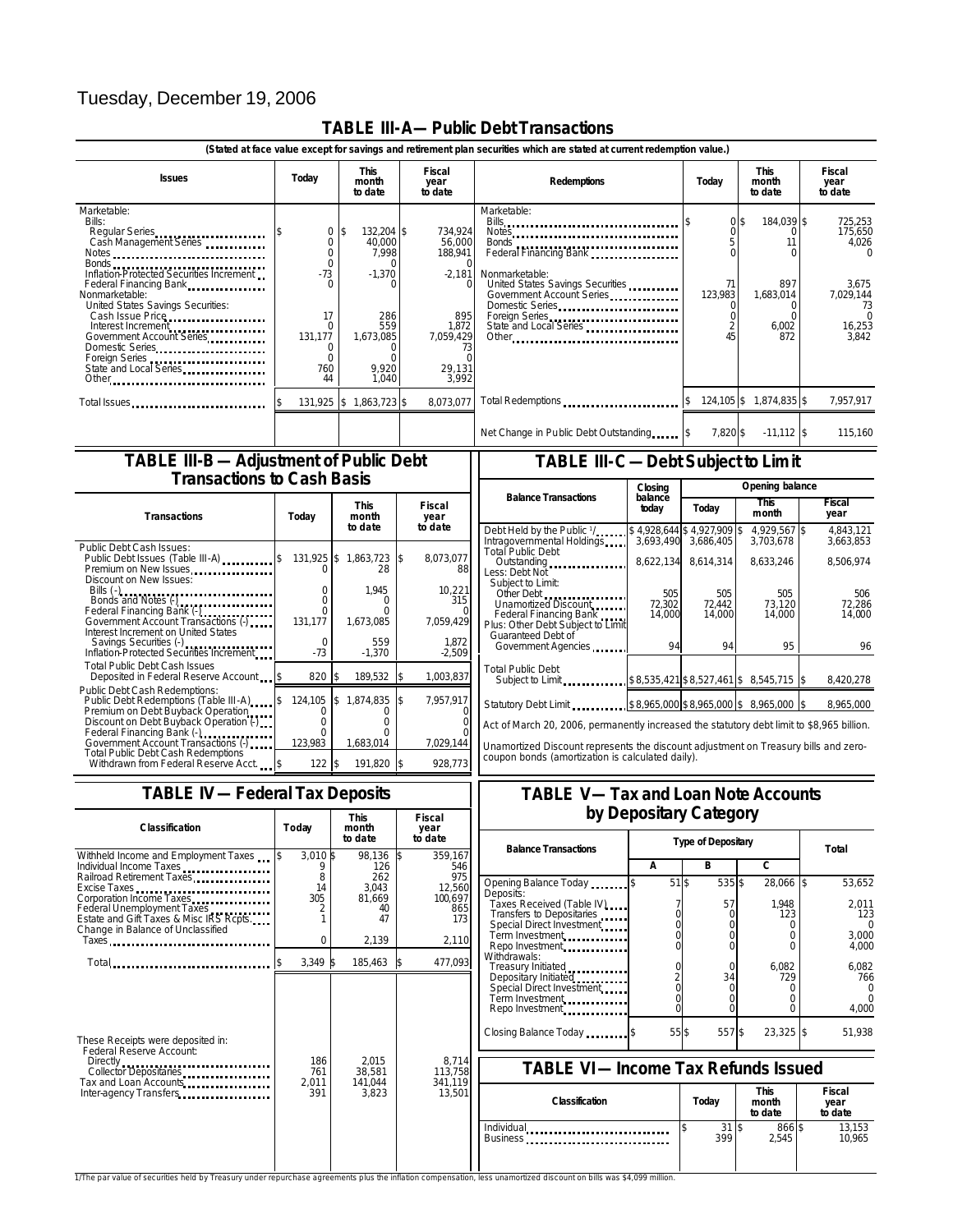Tuesday, December 19, 2006

## TABLE III-A — Public Debt Transactions

(Stated at face value except for savings and retirement plan securities which are stated at current redemption value.)

| Issues | Today | This month to date | Fiscal year to date | Redemptions | Today | This month to date | Fiscal year to date |
|---|---|---|---|---|---|---|---|
| Marketable: | | | | Marketable: | | | |
| Bills: | | | | Bills | $ 0 | $ 184,039 | $ 725,253 |
| Regular Series | $ 0 | $ 132,204 | $ 734,924 | Notes | 0 | 0 | 175,650 |
| Cash Management Series | 0 | 40,000 | 56,000 | Bonds | 5 | 11 | 4,026 |
| Notes | 0 | 7,998 | 188,941 | Federal Financing Bank | 0 | 0 | 0 |
| Bonds | 0 | 0 | 0 | | | | |
| Inflation-Protected Securities Increment | -73 | -1,370 | -2,181 | Nonmarketable: | | | |
| Federal Financing Bank | 0 | 0 | 0 | United States Savings Securities | 71 | 897 | 3,675 |
| Nonmarketable: | | | | Government Account Series | 123,983 | 1,683,014 | 7,029,144 |
| United States Savings Securities: | | | | Domestic Series | 0 | 0 | 73 |
| Cash Issue Price | 17 | 286 | 895 | Foreign Series | 0 | 0 | 0 |
| Interest Increment | 0 | 559 | 1,872 | State and Local Series | 2 | 6,002 | 16,253 |
| Government Account Series | 131,177 | 1,673,085 | 7,059,429 | Other | 45 | 872 | 3,842 |
| Domestic Series | 0 | 0 | 73 | | | | |
| Foreign Series | 0 | 0 | 0 | | | | |
| State and Local Series | 760 | 9,920 | 29,131 | | | | |
| Other | 44 | 1,040 | 3,992 | | | | |
| Total Issues | $ 131,925 | $ 1,863,723 | $ 8,073,077 | Total Redemptions | $ 124,105 | $ 1,874,835 | $ 7,957,917 |
| | | | | Net Change in Public Debt Outstanding | $ 7,820 | $ -11,112 | $ 115,160 |

## TABLE III-B — Adjustment of Public Debt Transactions to Cash Basis

| Transactions | Today | This month to date | Fiscal year to date |
|---|---|---|---|
| Public Debt Cash Issues: | | | |
| Public Debt Issues (Table III-A) | $ 131,925 | $ 1,863,723 | $ 8,073,077 |
| Premium on New Issues | 0 | 28 | 88 |
| Discount on New Issues: | | | |
| Bills (-) | 0 | 1,945 | 10,221 |
| Bonds and Notes (-) | 0 | 0 | 315 |
| Federal Financing Bank (-) | 0 | 0 | 0 |
| Government Account Transactions (-) | 131,177 | 1,673,085 | 7,059,429 |
| Interest Increment on United States Savings Securities (-) | 0 | 559 | 1,872 |
| Inflation-Protected Securities Increment | -73 | -1,370 | -2,509 |
| Total Public Debt Cash Issues Deposited in Federal Reserve Account | $ 820 | $ 189,532 | $ 1,003,837 |
| Public Debt Cash Redemptions: | | | |
| Public Debt Redemptions (Table III-A) | $ 124,105 | $ 1,874,835 | $ 7,957,917 |
| Premium on Debt Buyback Operation | 0 | 0 | 0 |
| Discount on Debt Buyback Operation (-) | 0 | 0 | 0 |
| Federal Financing Bank (-) | 0 | 0 | 0 |
| Government Account Transactions (-) | 123,983 | 1,683,014 | 7,029,144 |
| Total Public Debt Cash Redemptions Withdrawn from Federal Reserve Acct. | $ 122 | $ 191,820 | $ 928,773 |

## TABLE III-C — Debt Subject to Limit

| Balance Transactions | Closing balance today | Opening balance Today | Opening balance This month | Opening balance Fiscal year |
|---|---|---|---|---|
| Debt Held by the Public 1/ | $ 4,928,644 | $ 4,927,909 | $ 4,929,567 | $ 4,843,121 |
| Intragovernmental Holdings | 3,693,490 | 3,686,405 | 3,703,678 | 3,663,853 |
| Total Public Debt Outstanding | 8,622,134 | 8,614,314 | 8,633,246 | 8,506,974 |
| Less: Debt Not Subject to Limit: | | | | |
| Other Debt | 505 | 505 | 505 | 506 |
| Unamortized Discount | 72,302 | 72,442 | 73,120 | 72,286 |
| Federal Financing Bank | 14,000 | 14,000 | 14,000 | 14,000 |
| Plus: Other Debt Subject to Limit | | | | |
| Guaranteed Debt of Government Agencies | 94 | 94 | 95 | 96 |
| Total Public Debt Subject to Limit | $ 8,535,421 | $ 8,527,461 | $ 8,545,715 | $ 8,420,278 |
| Statutory Debt Limit | $ 8,965,000 | $ 8,965,000 | $ 8,965,000 | $ 8,965,000 |

Act of March 20, 2006, permanently increased the statutory debt limit to $8,965 billion.

Unamortized Discount represents the discount adjustment on Treasury bills and zero-coupon bonds (amortization is calculated daily).

## TABLE IV — Federal Tax Deposits

| Classification | Today | This month to date | Fiscal year to date |
|---|---|---|---|
| Withheld Income and Employment Taxes | $ 3,010 | $ 98,136 | $ 359,167 |
| Individual Income Taxes | 9 | 126 | 546 |
| Railroad Retirement Taxes | 8 | 262 | 975 |
| Excise Taxes | 14 | 3,043 | 12,560 |
| Corporation Income Taxes | 305 | 81,669 | 100,697 |
| Federal Unemployment Taxes | 2 | 40 | 865 |
| Estate and Gift Taxes & Misc IRS Rcpts. | 1 | 47 | 173 |
| Change in Balance of Unclassified Taxes | 0 | 2,139 | 2,110 |
| Total | $ 3,349 | $ 185,463 | $ 477,093 |
| These Receipts were deposited in: | | | |
| Federal Reserve Account: | | | |
| Directly | 186 | 2,015 | 8,714 |
| Collector Depositaries | 761 | 38,581 | 113,758 |
| Tax and Loan Accounts | 2,011 | 141,044 | 341,119 |
| Inter-agency Transfers | 391 | 3,823 | 13,501 |

## TABLE V — Tax and Loan Note Accounts by Depositary Category

| Balance Transactions | Type of Depositary A | Type of Depositary B | Type of Depositary C | Total |
|---|---|---|---|---|
| Opening Balance Today | $ 51 | $ 535 | $ 28,066 | $ 53,652 |
| Deposits: | | | | |
| Taxes Received (Table IV) | 7 | 57 | 1,948 | 2,011 |
| Transfers to Depositaries | 0 | 0 | 123 | 123 |
| Special Direct Investment | 0 | 0 | 0 | 0 |
| Term Investment | 0 | 0 | 0 | 3,000 |
| Repo Investment | 0 | 0 | 0 | 4,000 |
| Withdrawals: | | | | |
| Treasury Initiated | 0 | 0 | 6,082 | 6,082 |
| Depositary Initiated | 2 | 34 | 729 | 766 |
| Special Direct Investment | 0 | 0 | 0 | 0 |
| Term Investment | 0 | 0 | 0 | 0 |
| Repo Investment | 0 | 0 | 0 | 4,000 |
| Closing Balance Today | $ 55 | $ 557 | $ 23,325 | $ 51,938 |

## TABLE VI — Income Tax Refunds Issued

| Classification | Today | This month to date | Fiscal year to date |
|---|---|---|---|
| Individual | $ 31 | $ 866 | $ 13,153 |
| Business | 399 | 2,545 | 10,965 |

1/The par value of securities held by Treasury under repurchase agreements plus the inflation compensation, less unamortized discount on bills was $4,099 million.